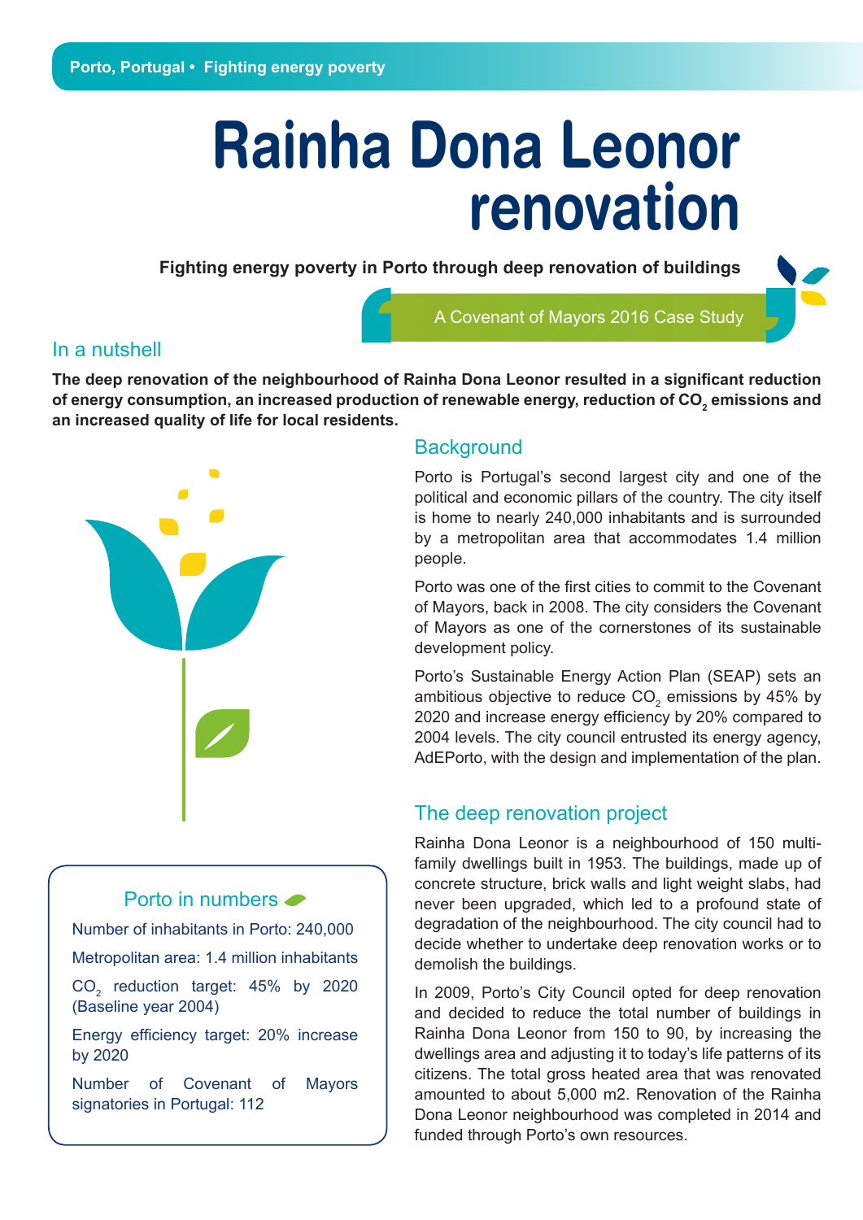Porto, Portugal • Fighting energy poverty

# Rainha Dona Leonor renovation

**Fighting energy poverty in Porto through deep renovation of buildings**

A Covenant of Mayors 2016 Case Study

## In a nutshell

**The deep renovation of the neighbourhood of Rainha Dona Leonor resulted in a significant reduction of energy consumption, an increased production of renewable energy, reduction of $CO_2$ emissions and an increased quality of life for local residents.**

### Porto in numbers

- Number of inhabitants in Porto: 240,000
- Metropolitan area: 1.4 million inhabitants
- $CO_2$ reduction target: 45% by 2020 (Baseline year 2004)
- Energy efficiency target: 20% increase by 2020
- Number of Covenant of Mayors signatories in Portugal: 112

## Background

Porto is Portugal's second largest city and one of the political and economic pillars of the country. The city itself is home to nearly 240,000 inhabitants and is surrounded by a metropolitan area that accommodates 1.4 million people.

Porto was one of the first cities to commit to the Covenant of Mayors, back in 2008. The city considers the Covenant of Mayors as one of the cornerstones of its sustainable development policy.

Porto's Sustainable Energy Action Plan (SEAP) sets an ambitious objective to reduce $CO_2$ emissions by 45% by 2020 and increase energy efficiency by 20% compared to 2004 levels. The city council entrusted its energy agency, AdEPorto, with the design and implementation of the plan.

## The deep renovation project

Rainha Dona Leonor is a neighbourhood of 150 multi-family dwellings built in 1953. The buildings, made up of concrete structure, brick walls and light weight slabs, had never been upgraded, which led to a profound state of degradation of the neighbourhood. The city council had to decide whether to undertake deep renovation works or to demolish the buildings.

In 2009, Porto's City Council opted for deep renovation and decided to reduce the total number of buildings in Rainha Dona Leonor from 150 to 90, by increasing the dwellings area and adjusting it to today's life patterns of its citizens. The total gross heated area that was renovated amounted to about 5,000 m2. Renovation of the Rainha Dona Leonor neighbourhood was completed in 2014 and funded through Porto's own resources.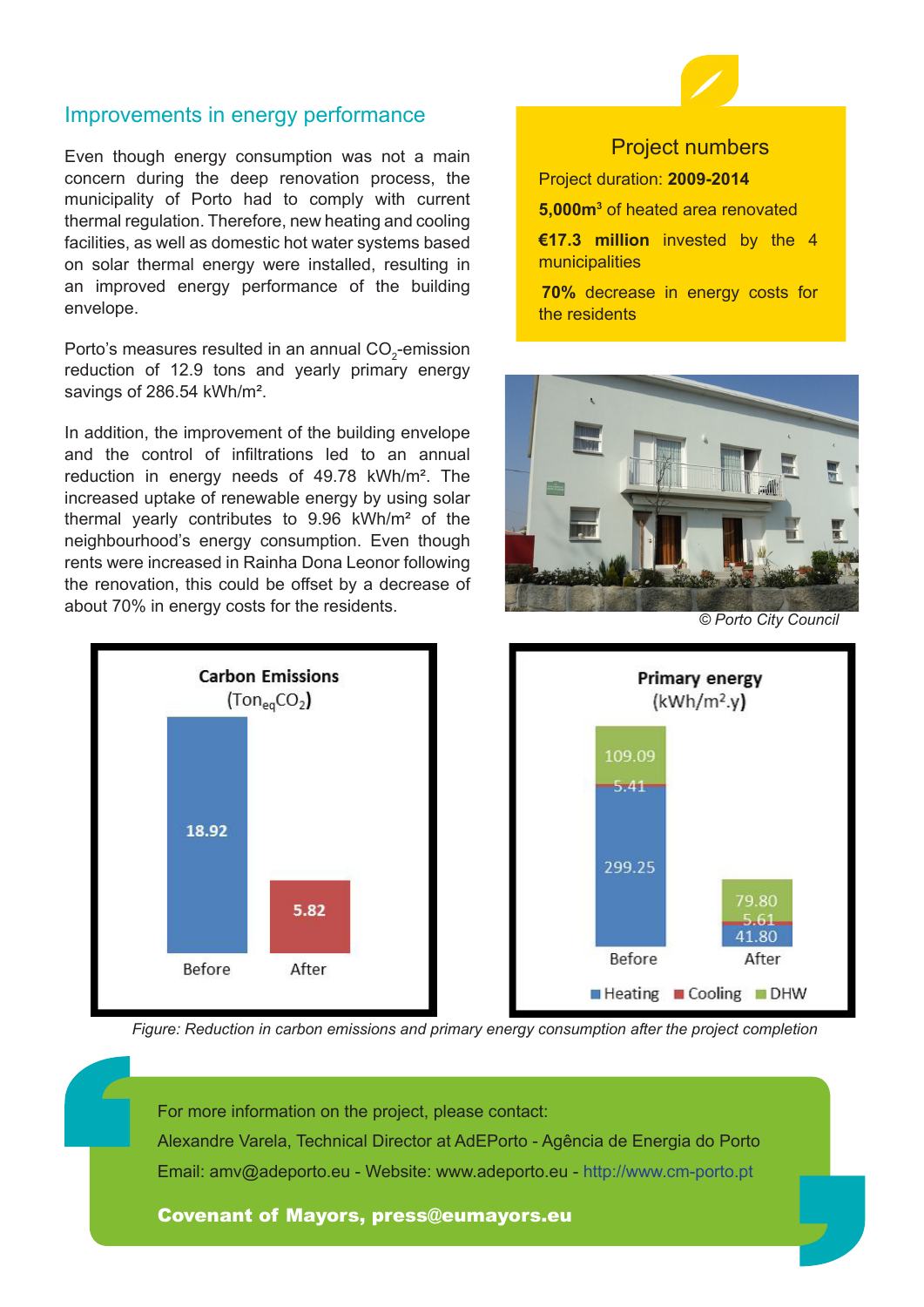## Improvements in energy performance

Even though energy consumption was not a main concern during the deep renovation process, the municipality of Porto had to comply with current thermal regulation. Therefore, new heating and cooling facilities, as well as domestic hot water systems based on solar thermal energy were installed, resulting in an improved energy performance of the building envelope.

Porto's measures resulted in an annual $CO_2$-emission reduction of 12.9 tons and yearly primary energy savings of 286.54 kWh/m².

In addition, the improvement of the building envelope and the control of infiltrations led to an annual reduction in energy needs of 49.78 kWh/m². The increased uptake of renewable energy by using solar thermal yearly contributes to 9.96 kWh/m² of the neighbourhood's energy consumption. Even though rents were increased in Rainha Dona Leonor following the renovation, this could be offset by a decrease of about 70% in energy costs for the residents.

### Project numbers

Project duration: **2009-2014**

**5,000m³** of heated area renovated

**€17.3 million** invested by the 4 municipalities

**70%** decrease in energy costs for the residents

*© Porto City Council*

**Carbon Emissions**
($Ton_{eq}CO_2$)

18.92
5.82
Before
After

**Primary energy**
(kWh/m².y)

109.09
5.41
299.25
79.80
5.61
41.80
Before
After
Heating Cooling DHW

*Figure: Reduction in carbon emissions and primary energy consumption after the project completion*

For more information on the project, please contact:
Alexandre Varela, Technical Director at AdEPorto - Agência de Energia do Porto
Email: amv@adeporto.eu - Website: www.adeporto.eu - http://www.cm-porto.pt

**Covenant of Mayors, press@eumayors.eu**